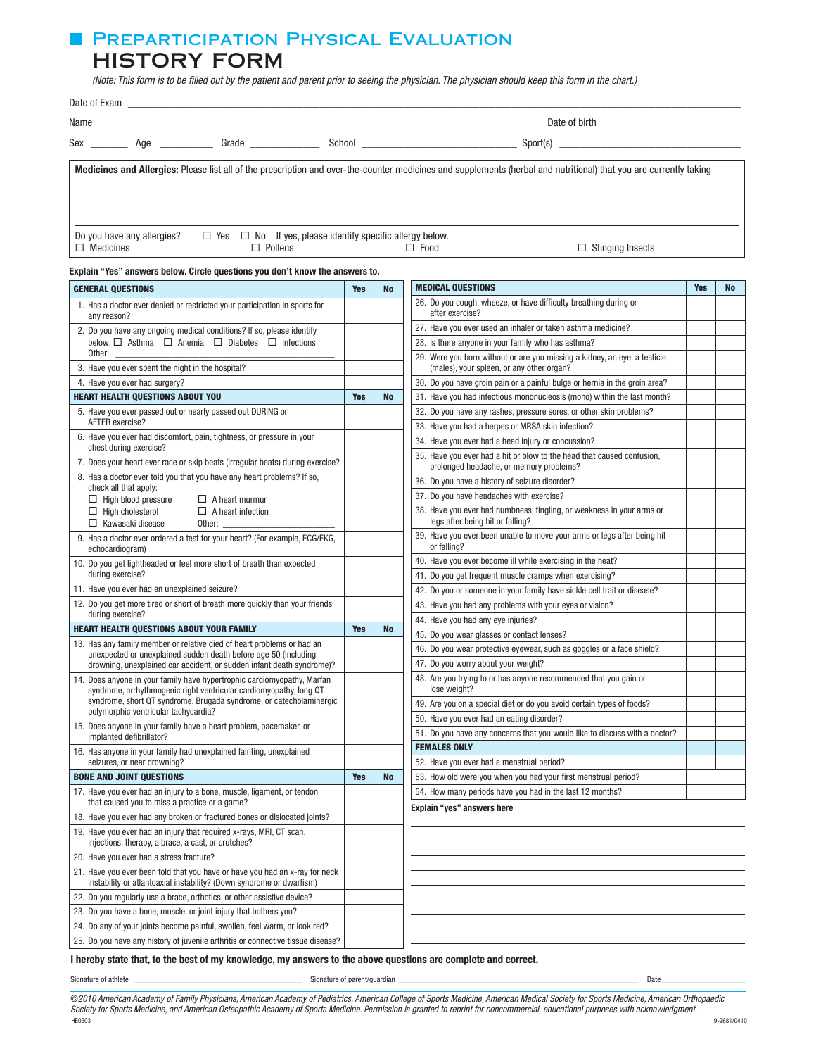# PREPARTICIPATION PHYSICAL EVALUATION
## HISTORY FORM

*(Note: This form is to be filled out by the patient and parent prior to seeing the physician. The physician should keep this form in the chart.)*

Date of Exam ________________________________

Name ________________________________ Date of birth ________________

Sex _______ Age _________ Grade ____________ School ____________________ Sport(s) ____________________

**Medicines and Allergies:** Please list all of the prescription and over-the-counter medicines and supplements (herbal and nutritional) that you are currently taking

______________________________________________________________________

______________________________________________________________________

______________________________________________________________________

Do you have any allergies? ☐ Yes ☐ No If yes, please identify specific allergy below.
☐ Medicines ☐ Pollens ☐ Food ☐ Stinging Insects

**Explain "Yes" answers below. Circle questions you don't know the answers to.**

| GENERAL QUESTIONS | Yes | No |
|---|---|---|
| 1. Has a doctor ever denied or restricted your participation in sports for any reason? | | |
| 2. Do you have any ongoing medical conditions? If so, please identify below: ☐ Asthma ☐ Anemia ☐ Diabetes ☐ Infections Other: ______ | | |
| 3. Have you ever spent the night in the hospital? | | |
| 4. Have you ever had surgery? | | |
| **HEART HEALTH QUESTIONS ABOUT YOU** | **Yes** | **No** |
| 5. Have you ever passed out or nearly passed out DURING or AFTER exercise? | | |
| 6. Have you ever had discomfort, pain, tightness, or pressure in your chest during exercise? | | |
| 7. Does your heart ever race or skip beats (irregular beats) during exercise? | | |
| 8. Has a doctor ever told you that you have any heart problems? If so, check all that apply: ☐ High blood pressure ☐ A heart murmur ☐ High cholesterol ☐ A heart infection ☐ Kawasaki disease Other: ______ | | |
| 9. Has a doctor ever ordered a test for your heart? (For example, ECG/EKG, echocardiogram) | | |
| 10. Do you get lightheaded or feel more short of breath than expected during exercise? | | |
| 11. Have you ever had an unexplained seizure? | | |
| 12. Do you get more tired or short of breath more quickly than your friends during exercise? | | |
| **HEART HEALTH QUESTIONS ABOUT YOUR FAMILY** | **Yes** | **No** |
| 13. Has any family member or relative died of heart problems or had an unexpected or unexplained sudden death before age 50 (including drowning, unexplained car accident, or sudden infant death syndrome)? | | |
| 14. Does anyone in your family have hypertrophic cardiomyopathy, Marfan syndrome, arrhythmogenic right ventricular cardiomyopathy, long QT syndrome, short QT syndrome, Brugada syndrome, or catecholaminergic polymorphic ventricular tachycardia? | | |
| 15. Does anyone in your family have a heart problem, pacemaker, or implanted defibrillator? | | |
| 16. Has anyone in your family had unexplained fainting, unexplained seizures, or near drowning? | | |
| **BONE AND JOINT QUESTIONS** | **Yes** | **No** |
| 17. Have you ever had an injury to a bone, muscle, ligament, or tendon that caused you to miss a practice or a game? | | |
| 18. Have you ever had any broken or fractured bones or dislocated joints? | | |
| 19. Have you ever had an injury that required x-rays, MRI, CT scan, injections, therapy, a brace, a cast, or crutches? | | |
| 20. Have you ever had a stress fracture? | | |
| 21. Have you ever been told that you have or have you had an x-ray for neck instability or atlantoaxial instability? (Down syndrome or dwarfism) | | |
| 22. Do you regularly use a brace, orthotics, or other assistive device? | | |
| 23. Do you have a bone, muscle, or joint injury that bothers you? | | |
| 24. Do any of your joints become painful, swollen, feel warm, or look red? | | |
| 25. Do you have any history of juvenile arthritis or connective tissue disease? | | |

| MEDICAL QUESTIONS | Yes | No |
|---|---|---|
| 26. Do you cough, wheeze, or have difficulty breathing during or after exercise? | | |
| 27. Have you ever used an inhaler or taken asthma medicine? | | |
| 28. Is there anyone in your family who has asthma? | | |
| 29. Were you born without or are you missing a kidney, an eye, a testicle (males), your spleen, or any other organ? | | |
| 30. Do you have groin pain or a painful bulge or hernia in the groin area? | | |
| 31. Have you had infectious mononucleosis (mono) within the last month? | | |
| 32. Do you have any rashes, pressure sores, or other skin problems? | | |
| 33. Have you had a herpes or MRSA skin infection? | | |
| 34. Have you ever had a head injury or concussion? | | |
| 35. Have you ever had a hit or blow to the head that caused confusion, prolonged headache, or memory problems? | | |
| 36. Do you have a history of seizure disorder? | | |
| 37. Do you have headaches with exercise? | | |
| 38. Have you ever had numbness, tingling, or weakness in your arms or legs after being hit or falling? | | |
| 39. Have you ever been unable to move your arms or legs after being hit or falling? | | |
| 40. Have you ever become ill while exercising in the heat? | | |
| 41. Do you get frequent muscle cramps when exercising? | | |
| 42. Do you or someone in your family have sickle cell trait or disease? | | |
| 43. Have you had any problems with your eyes or vision? | | |
| 44. Have you had any eye injuries? | | |
| 45. Do you wear glasses or contact lenses? | | |
| 46. Do you wear protective eyewear, such as goggles or a face shield? | | |
| 47. Do you worry about your weight? | | |
| 48. Are you trying to or has anyone recommended that you gain or lose weight? | | |
| 49. Are you on a special diet or do you avoid certain types of foods? | | |
| 50. Have you ever had an eating disorder? | | |
| 51. Do you have any concerns that you would like to discuss with a doctor? | | |
| **FEMALES ONLY** | | |
| 52. Have you ever had a menstrual period? | | |
| 53. How old were you when you had your first menstrual period? | | |
| 54. How many periods have you had in the last 12 months? | | |

**Explain "yes" answers here**

______________________________________________________________________

______________________________________________________________________

______________________________________________________________________

______________________________________________________________________

______________________________________________________________________

______________________________________________________________________

______________________________________________________________________

______________________________________________________________________

**I hereby state that, to the best of my knowledge, my answers to the above questions are complete and correct.**

Signature of athlete ____________________ Signature of parent/guardian ____________________ Date __________

*©2010 American Academy of Family Physicians, American Academy of Pediatrics, American College of Sports Medicine, American Medical Society for Sports Medicine, American Orthopaedic Society for Sports Medicine, and American Osteopathic Academy of Sports Medicine. Permission is granted to reprint for noncommercial, educational purposes with acknowledgment.*

HE0503 9-2681/0410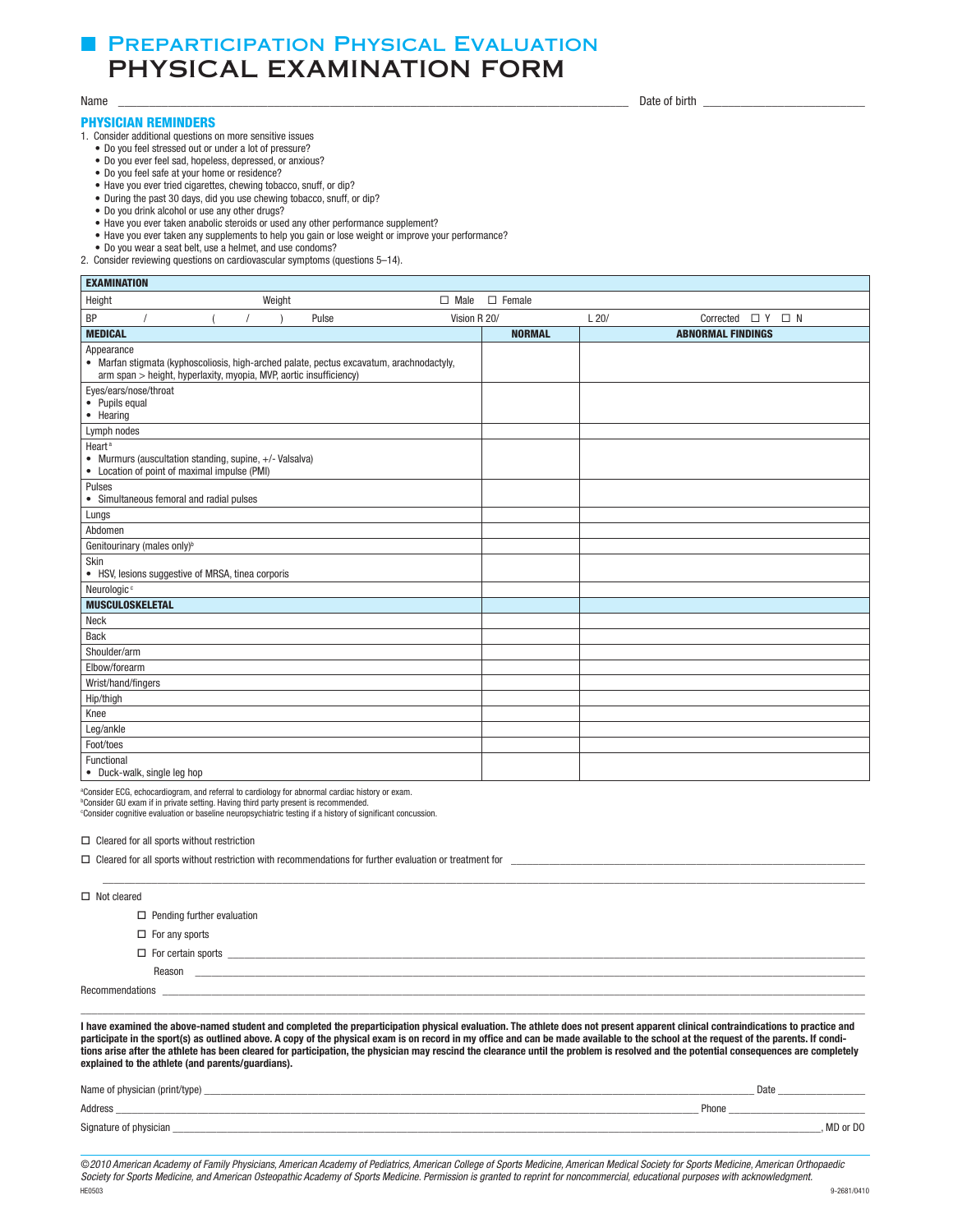# PREPARTICIPATION PHYSICAL EVALUATION
# PHYSICAL EXAMINATION FORM

Name ______________________________________________ Date of birth ____________________

### PHYSICIAN REMINDERS

1. Consider additional questions on more sensitive issues
   - Do you feel stressed out or under a lot of pressure?
   - Do you ever feel sad, hopeless, depressed, or anxious?
   - Do you feel safe at your home or residence?
   - Have you ever tried cigarettes, chewing tobacco, snuff, or dip?
   - During the past 30 days, did you use chewing tobacco, snuff, or dip?
   - Do you drink alcohol or use any other drugs?
   - Have you ever taken anabolic steroids or used any other performance supplement?
   - Have you ever taken any supplements to help you gain or lose weight or improve your performance?
   - Do you wear a seat belt, use a helmet, and use condoms?
2. Consider reviewing questions on cardiovascular symptoms (questions 5–14).

| **EXAMINATION** | | |
|---|---|---|
| Height　　　Weight　　　☐ Male　☐ Female | | |
| BP　　/　　(　/　)　　Pulse　　　Vision R 20/　　L 20/　　Corrected ☐ Y ☐ N | | |
| **MEDICAL** | **NORMAL** | **ABNORMAL FINDINGS** |
| Appearance<br>• Marfan stigmata (kyphoscoliosis, high-arched palate, pectus excavatum, arachnodactyly, arm span > height, hyperlaxity, myopia, MVP, aortic insufficiency) | | |
| Eyes/ears/nose/throat<br>• Pupils equal<br>• Hearing | | |
| Lymph nodes | | |
| Heart[a]<br>• Murmurs (auscultation standing, supine, +/- Valsalva)<br>• Location of point of maximal impulse (PMI) | | |
| Pulses<br>• Simultaneous femoral and radial pulses | | |
| Lungs | | |
| Abdomen | | |
| Genitourinary (males only)[b] | | |
| Skin<br>• HSV, lesions suggestive of MRSA, tinea corporis | | |
| Neurologic[c] | | |
| **MUSCULOSKELETAL** | | |
| Neck | | |
| Back | | |
| Shoulder/arm | | |
| Elbow/forearm | | |
| Wrist/hand/fingers | | |
| Hip/thigh | | |
| Knee | | |
| Leg/ankle | | |
| Foot/toes | | |
| Functional<br>• Duck-walk, single leg hop | | |

[a]Consider ECG, echocardiogram, and referral to cardiology for abnormal cardiac history or exam.
[b]Consider GU exam if in private setting. Having third party present is recommended.
[c]Consider cognitive evaluation or baseline neuropsychiatric testing if a history of significant concussion.

☐ Cleared for all sports without restriction

☐ Cleared for all sports without restriction with recommendations for further evaluation or treatment for ______________________________

______________________________________________________________________

☐ Not cleared

- ☐ Pending further evaluation
- ☐ For any sports
- ☐ For certain sports ______________________________________________

  Reason ______________________________________________

Recommendations ______________________________________________

______________________________________________________________________

**I have examined the above-named student and completed the preparticipation physical evaluation. The athlete does not present apparent clinical contraindications to practice and participate in the sport(s) as outlined above. A copy of the physical exam is on record in my office and can be made available to the school at the request of the parents. If conditions arise after the athlete has been cleared for participation, the physician may rescind the clearance until the problem is resolved and the potential consequences are completely explained to the athlete (and parents/guardians).**

Name of physician (print/type) ______________________________________________ Date ________________

Address ______________________________________________ Phone ________________

Signature of physician ______________________________________________, MD or DO

*©2010 American Academy of Family Physicians, American Academy of Pediatrics, American College of Sports Medicine, American Medical Society for Sports Medicine, American Orthopaedic Society for Sports Medicine, and American Osteopathic Academy of Sports Medicine. Permission is granted to reprint for noncommercial, educational purposes with acknowledgment.*

HE0503　　　9-2681/0410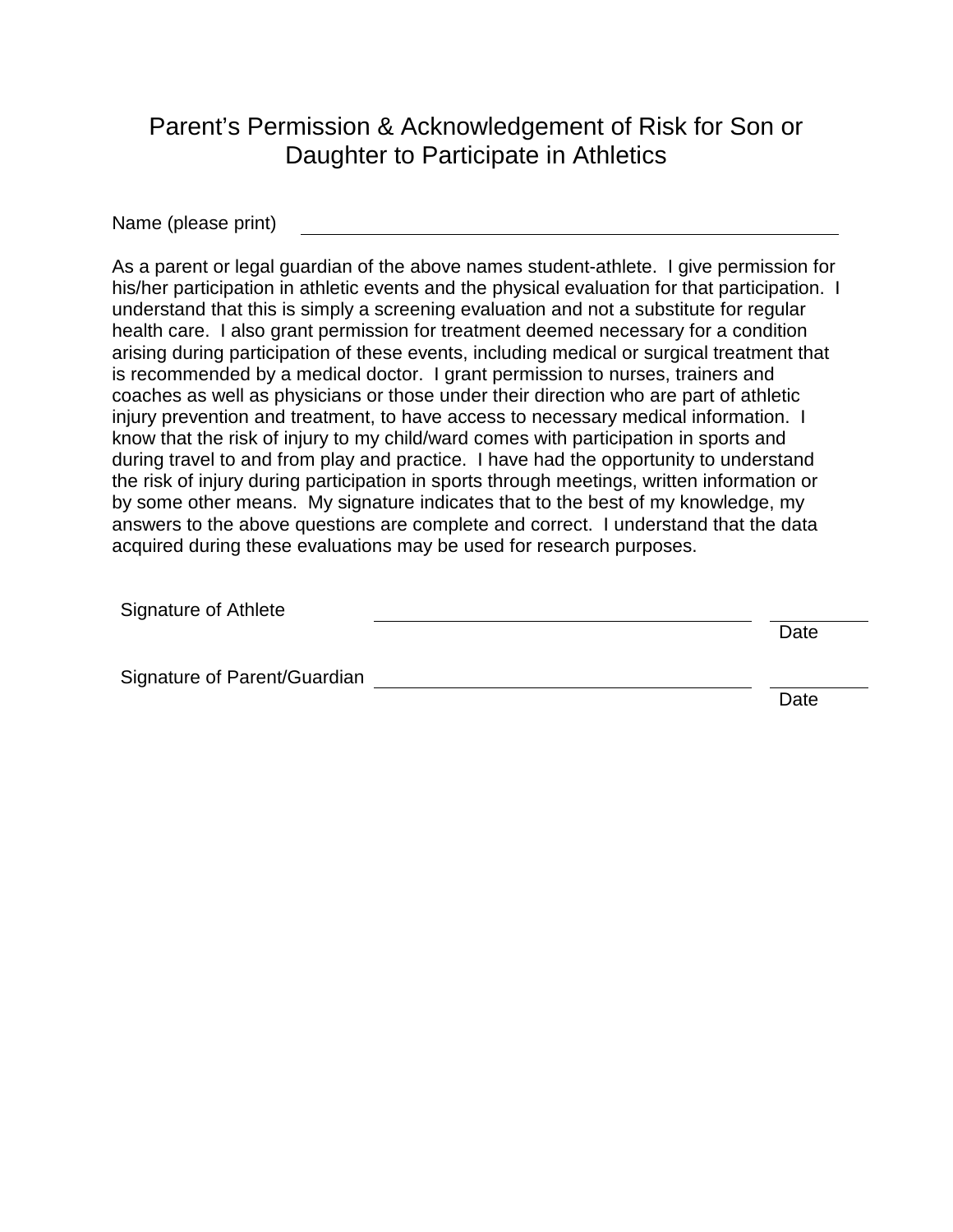# Parent's Permission & Acknowledgement of Risk for Son or Daughter to Participate in Athletics

Name (please print) ______________________________________________

As a parent or legal guardian of the above names student-athlete. I give permission for his/her participation in athletic events and the physical evaluation for that participation. I understand that this is simply a screening evaluation and not a substitute for regular health care. I also grant permission for treatment deemed necessary for a condition arising during participation of these events, including medical or surgical treatment that is recommended by a medical doctor. I grant permission to nurses, trainers and coaches as well as physicians or those under their direction who are part of athletic injury prevention and treatment, to have access to necessary medical information. I know that the risk of injury to my child/ward comes with participation in sports and during travel to and from play and practice. I have had the opportunity to understand the risk of injury during participation in sports through meetings, written information or by some other means. My signature indicates that to the best of my knowledge, my answers to the above questions are complete and correct. I understand that the data acquired during these evaluations may be used for research purposes.

Signature of Athlete ______________________________ __________
Date

Signature of Parent/Guardian ______________________________ __________
Date